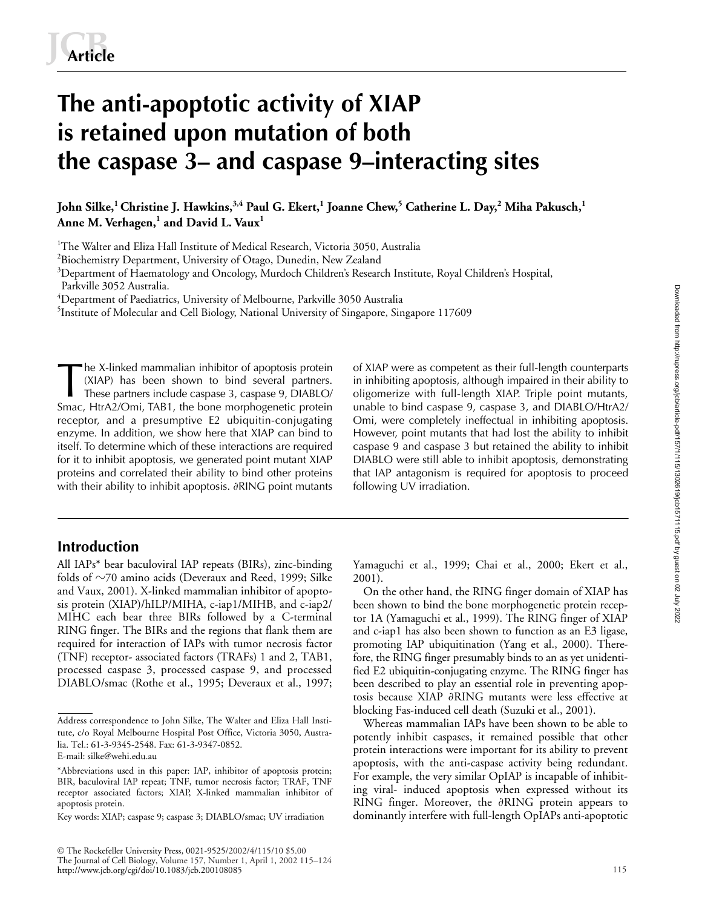# The anti-apoptotic activity of XIAP is retained upon mutation of both the caspase 3– and caspase 9–interacting sites

**John Silke,[1] Christine J. Hawkins,[3,4] Paul G. Ekert,[1] Joanne Chew,[5] Catherine L. Day,[2] Miha Pakusch,[1] Anne M. Verhagen,[1] and David L. Vaux[1]**

[1]The Walter and Eliza Hall Institute of Medical Research, Victoria 3050, Australia
[2]Biochemistry Department, University of Otago, Dunedin, New Zealand
[3]Department of Haematology and Oncology, Murdoch Children's Research Institute, Royal Children's Hospital, Parkville 3052 Australia.
[4]Department of Paediatrics, University of Melbourne, Parkville 3050 Australia
[5]Institute of Molecular and Cell Biology, National University of Singapore, Singapore 117609

The X-linked mammalian inhibitor of apoptosis protein (XIAP) has been shown to bind several partners. These partners include caspase 3, caspase 9, DIABLO/Smac, HtrA2/Omi, TAB1, the bone morphogenetic protein receptor, and a presumptive E2 ubiquitin-conjugating enzyme. In addition, we show here that XIAP can bind to itself. To determine which of these interactions are required for it to inhibit apoptosis, we generated point mutant XIAP proteins and correlated their ability to bind other proteins with their ability to inhibit apoptosis. ∂RING point mutants of XIAP were as competent as their full-length counterparts in inhibiting apoptosis, although impaired in their ability to oligomerize with full-length XIAP. Triple point mutants, unable to bind caspase 9, caspase 3, and DIABLO/HtrA2/Omi, were completely ineffectual in inhibiting apoptosis. However, point mutants that had lost the ability to inhibit caspase 9 and caspase 3 but retained the ability to inhibit DIABLO were still able to inhibit apoptosis, demonstrating that IAP antagonism is required for apoptosis to proceed following UV irradiation.

## Introduction

All IAPs* bear baculoviral IAP repeats (BIRs), zinc-binding folds of ~70 amino acids (Deveraux and Reed, 1999; Silke and Vaux, 2001). X-linked mammalian inhibitor of apoptosis protein (XIAP)/hILP/MIHA, c-iap1/MIHB, and c-iap2/MIHC each bear three BIRs followed by a C-terminal RING finger. The BIRs and the regions that flank them are required for interaction of IAPs with tumor necrosis factor (TNF) receptor- associated factors (TRAFs) 1 and 2, TAB1, processed caspase 3, processed caspase 9, and processed DIABLO/smac (Rothe et al., 1995; Deveraux et al., 1997; Yamaguchi et al., 1999; Chai et al., 2000; Ekert et al., 2001).

On the other hand, the RING finger domain of XIAP has been shown to bind the bone morphogenetic protein receptor 1A (Yamaguchi et al., 1999). The RING finger of XIAP and c-iap1 has also been shown to function as an E3 ligase, promoting IAP ubiquitination (Yang et al., 2000). Therefore, the RING finger presumably binds to an as yet unidentified E2 ubiquitin-conjugating enzyme. The RING finger has been described to play an essential role in preventing apoptosis because XIAP ∂RING mutants were less effective at blocking Fas-induced cell death (Suzuki et al., 2001).

Whereas mammalian IAPs have been shown to be able to potently inhibit caspases, it remained possible that other protein interactions were important for its ability to prevent apoptosis, with the anti-caspase activity being redundant. For example, the very similar OpIAP is incapable of inhibiting viral- induced apoptosis when expressed without its RING finger. Moreover, the ∂RING protein appears to dominantly interfere with full-length OpIAPs anti-apoptotic

---

Address correspondence to John Silke, The Walter and Eliza Hall Institute, c/o Royal Melbourne Hospital Post Office, Victoria 3050, Australia. Tel.: 61-3-9345-2548. Fax: 61-3-9347-0852.
E-mail: silke@wehi.edu.au

*Abbreviations used in this paper: IAP, inhibitor of apoptosis protein; BIR, baculoviral IAP repeat; TNF, tumor necrosis factor; TRAF, TNF receptor associated factors; XIAP, X-linked mammalian inhibitor of apoptosis protein.

Key words: XIAP; caspase 9; caspase 3; DIABLO/smac; UV irradiation

© The Rockefeller University Press, 0021-9525/2002/4/115/10 $5.00
The Journal of Cell Biology, Volume 157, Number 1, April 1, 2002 115–124
http://www.jcb.org/cgi/doi/10.1083/jcb.200108085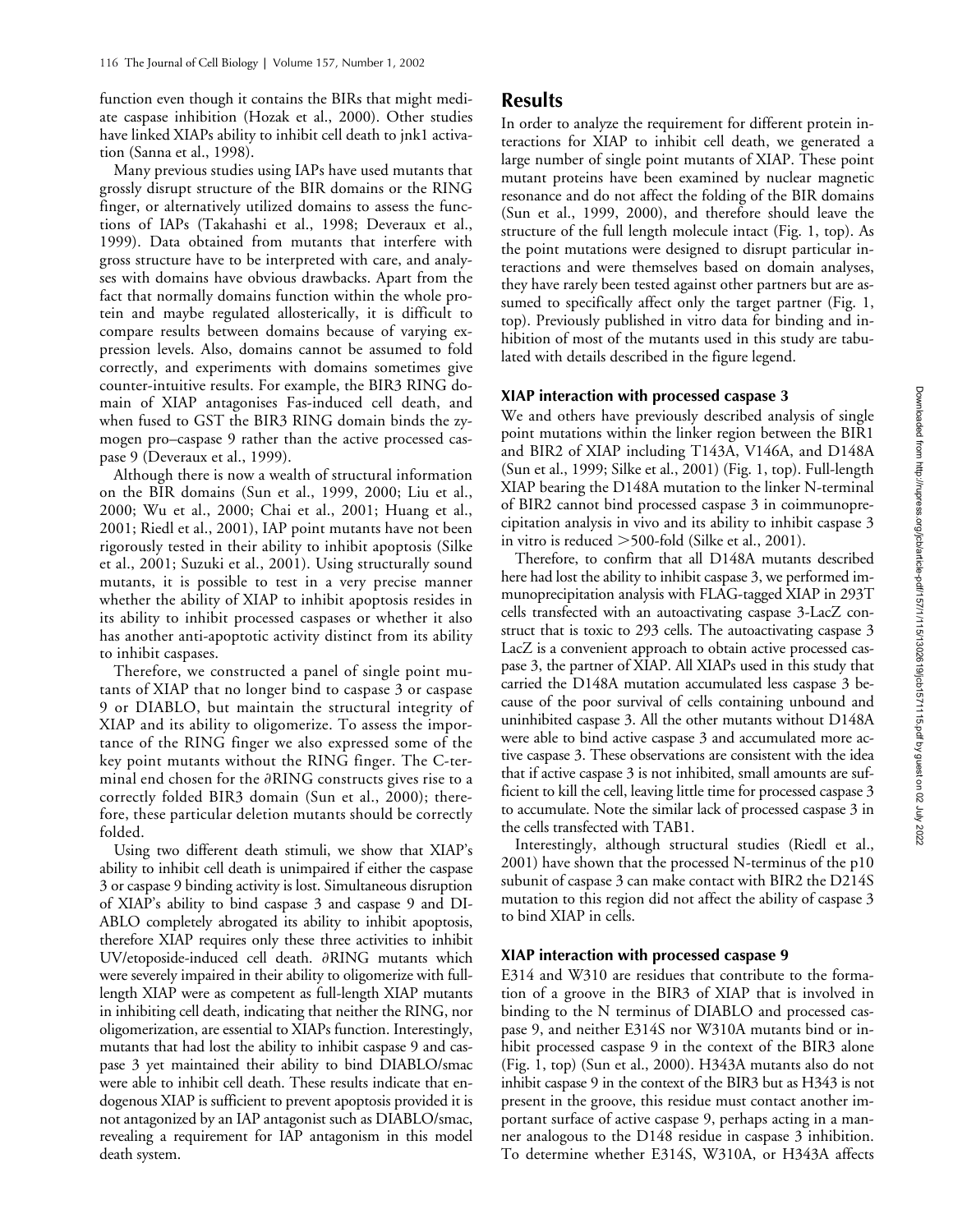function even though it contains the BIRs that might mediate caspase inhibition (Hozak et al., 2000). Other studies have linked XIAPs ability to inhibit cell death to jnk1 activation (Sanna et al., 1998).

Many previous studies using IAPs have used mutants that grossly disrupt structure of the BIR domains or the RING finger, or alternatively utilized domains to assess the functions of IAPs (Takahashi et al., 1998; Deveraux et al., 1999). Data obtained from mutants that interfere with gross structure have to be interpreted with care, and analyses with domains have obvious drawbacks. Apart from the fact that normally domains function within the whole protein and maybe regulated allosterically, it is difficult to compare results between domains because of varying expression levels. Also, domains cannot be assumed to fold correctly, and experiments with domains sometimes give counter-intuitive results. For example, the BIR3 RING domain of XIAP antagonises Fas-induced cell death, and when fused to GST the BIR3 RING domain binds the zymogen pro–caspase 9 rather than the active processed caspase 9 (Deveraux et al., 1999).

Although there is now a wealth of structural information on the BIR domains (Sun et al., 1999, 2000; Liu et al., 2000; Wu et al., 2000; Chai et al., 2001; Huang et al., 2001; Riedl et al., 2001), IAP point mutants have not been rigorously tested in their ability to inhibit apoptosis (Silke et al., 2001; Suzuki et al., 2001). Using structurally sound mutants, it is possible to test in a very precise manner whether the ability of XIAP to inhibit apoptosis resides in its ability to inhibit processed caspases or whether it also has another anti-apoptotic activity distinct from its ability to inhibit caspases.

Therefore, we constructed a panel of single point mutants of XIAP that no longer bind to caspase 3 or caspase 9 or DIABLO, but maintain the structural integrity of XIAP and its ability to oligomerize. To assess the importance of the RING finger we also expressed some of the key point mutants without the RING finger. The C-terminal end chosen for the ∂RING constructs gives rise to a correctly folded BIR3 domain (Sun et al., 2000); therefore, these particular deletion mutants should be correctly folded.

Using two different death stimuli, we show that XIAP's ability to inhibit cell death is unimpaired if either the caspase 3 or caspase 9 binding activity is lost. Simultaneous disruption of XIAP's ability to bind caspase 3 and caspase 9 and DIABLO completely abrogated its ability to inhibit apoptosis, therefore XIAP requires only these three activities to inhibit UV/etoposide-induced cell death. ∂RING mutants which were severely impaired in their ability to oligomerize with full-length XIAP were as competent as full-length XIAP mutants in inhibiting cell death, indicating that neither the RING, nor oligomerization, are essential to XIAPs function. Interestingly, mutants that had lost the ability to inhibit caspase 9 and caspase 3 yet maintained their ability to bind DIABLO/smac were able to inhibit cell death. These results indicate that endogenous XIAP is sufficient to prevent apoptosis provided it is not antagonized by an IAP antagonist such as DIABLO/smac, revealing a requirement for IAP antagonism in this model death system.

## Results

In order to analyze the requirement for different protein interactions for XIAP to inhibit cell death, we generated a large number of single point mutants of XIAP. These point mutant proteins have been examined by nuclear magnetic resonance and do not affect the folding of the BIR domains (Sun et al., 1999, 2000), and therefore should leave the structure of the full length molecule intact (Fig. 1, top). As the point mutations were designed to disrupt particular interactions and were themselves based on domain analyses, they have rarely been tested against other partners but are assumed to specifically affect only the target partner (Fig. 1, top). Previously published in vitro data for binding and inhibition of most of the mutants used in this study are tabulated with details described in the figure legend.

### XIAP interaction with processed caspase 3

We and others have previously described analysis of single point mutations within the linker region between the BIR1 and BIR2 of XIAP including T143A, V146A, and D148A (Sun et al., 1999; Silke et al., 2001) (Fig. 1, top). Full-length XIAP bearing the D148A mutation to the linker N-terminal of BIR2 cannot bind processed caspase 3 in coimmunoprecipitation analysis in vivo and its ability to inhibit caspase 3 in vitro is reduced >500-fold (Silke et al., 2001).

Therefore, to confirm that all D148A mutants described here had lost the ability to inhibit caspase 3, we performed immunoprecipitation analysis with FLAG-tagged XIAP in 293T cells transfected with an autoactivating caspase 3-LacZ construct that is toxic to 293 cells. The autoactivating caspase 3 LacZ is a convenient approach to obtain active processed caspase 3, the partner of XIAP. All XIAPs used in this study that carried the D148A mutation accumulated less caspase 3 because of the poor survival of cells containing unbound and uninhibited caspase 3. All the other mutants without D148A were able to bind active caspase 3 and accumulated more active caspase 3. These observations are consistent with the idea that if active caspase 3 is not inhibited, small amounts are sufficient to kill the cell, leaving little time for processed caspase 3 to accumulate. Note the similar lack of processed caspase 3 in the cells transfected with TAB1.

Interestingly, although structural studies (Riedl et al., 2001) have shown that the processed N-terminus of the p10 subunit of caspase 3 can make contact with BIR2 the D214S mutation to this region did not affect the ability of caspase 3 to bind XIAP in cells.

### XIAP interaction with processed caspase 9

E314 and W310 are residues that contribute to the formation of a groove in the BIR3 of XIAP that is involved in binding to the N terminus of DIABLO and processed caspase 9, and neither E314S nor W310A mutants bind or inhibit processed caspase 9 in the context of the BIR3 alone (Fig. 1, top) (Sun et al., 2000). H343A mutants also do not inhibit caspase 9 in the context of the BIR3 but as H343 is not present in the groove, this residue must contact another important surface of active caspase 9, perhaps acting in a manner analogous to the D148 residue in caspase 3 inhibition. To determine whether E314S, W310A, or H343A affects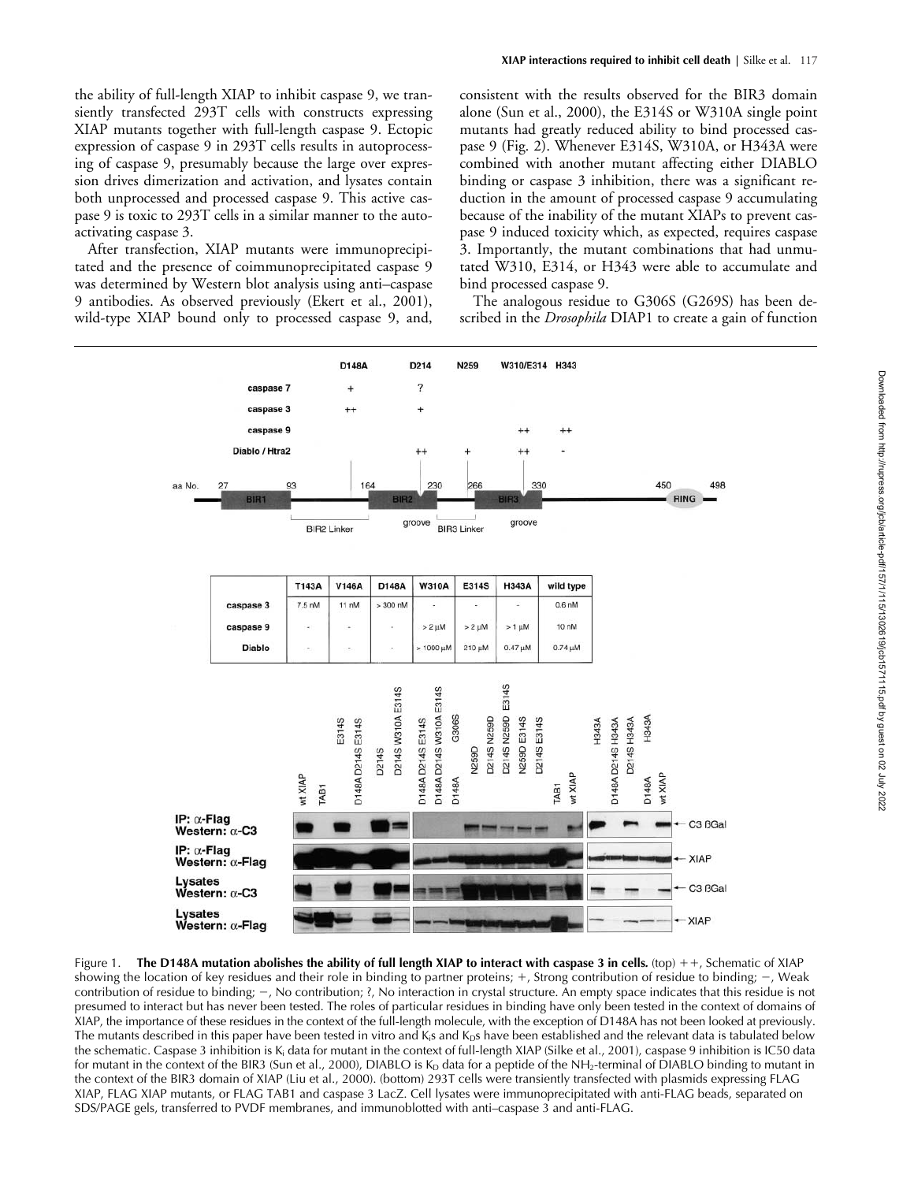the ability of full-length XIAP to inhibit caspase 9, we transiently transfected 293T cells with constructs expressing XIAP mutants together with full-length caspase 9. Ectopic expression of caspase 9 in 293T cells results in autoprocessing of caspase 9, presumably because the large over expression drives dimerization and activation, and lysates contain both unprocessed and processed caspase 9. This active caspase 9 is toxic to 293T cells in a similar manner to the autoactivating caspase 3.

After transfection, XIAP mutants were immunoprecipitated and the presence of coimmunoprecipitated caspase 9 was determined by Western blot analysis using anti–caspase 9 antibodies. As observed previously (Ekert et al., 2001), wild-type XIAP bound only to processed caspase 9, and, consistent with the results observed for the BIR3 domain alone (Sun et al., 2000), the E314S or W310A single point mutants had greatly reduced ability to bind processed caspase 9 (Fig. 2). Whenever E314S, W310A, or H343A were combined with another mutant affecting either DIABLO binding or caspase 3 inhibition, there was a significant reduction in the amount of processed caspase 9 accumulating because of the inability of the mutant XIAPs to prevent caspase 9 induced toxicity which, as expected, requires caspase 3. Importantly, the mutant combinations that had unmutated W310, E314, or H343 were able to accumulate and bind processed caspase 9.

The analogous residue to G306S (G269S) has been described in the *Drosophila* DIAP1 to create a gain of function

|  | D148A | D214 | N259 | W310/E314 | H343 |
|---|---|---|---|---|---|
| caspase 7 | + | ? |  |  |  |
| caspase 3 | ++ | + |  |  |  |
| caspase 9 |  |  |  | ++ | ++ |
| Diablo / Htra2 |  | ++ | + | ++ | - |

|  | T143A | V146A | D148A | W310A | E314S | H343A | wild type |
|---|---|---|---|---|---|---|---|
| caspase 3 | 7.5 nM | 11 nM | > 300 nM | - | - | - | 0.6 nM |
| caspase 9 | - | - | - | > 2 μM | > 2 μM | > 1 μM | 10 nM |
| Diablo | - | - | - | > 1000 μM | 210 μM | 0.47 μM | 0.74 μM |

Figure 1. **The D148A mutation abolishes the ability of full length XIAP to interact with caspase 3 in cells.** (top) ++, Schematic of XIAP showing the location of key residues and their role in binding to partner proteins; +, Strong contribution of residue to binding; −, Weak contribution of residue to binding; −, No contribution; ?, No interaction in crystal structure. An empty space indicates that this residue is not presumed to interact but has never been tested. The roles of particular residues in binding have only been tested in the context of domains of XIAP, the importance of these residues in the context of the full-length molecule, with the exception of D148A has not been looked at previously. The mutants described in this paper have been tested in vitro and $K_i$s and $K_D$s have been established and the relevant data is tabulated below the schematic. Caspase 3 inhibition is $K_i$ data for mutant in the context of full-length XIAP (Silke et al., 2001), caspase 9 inhibition is IC50 data for mutant in the context of the BIR3 (Sun et al., 2000), DIABLO is $K_D$ data for a peptide of the $NH_2$-terminal of DIABLO binding to mutant in the context of the BIR3 domain of XIAP (Liu et al., 2000). (bottom) 293T cells were transiently transfected with plasmids expressing FLAG XIAP, FLAG XIAP mutants, or FLAG TAB1 and caspase 3 LacZ. Cell lysates were immunoprecipitated with anti-FLAG beads, separated on SDS/PAGE gels, transferred to PVDF membranes, and immunoblotted with anti–caspase 3 and anti-FLAG.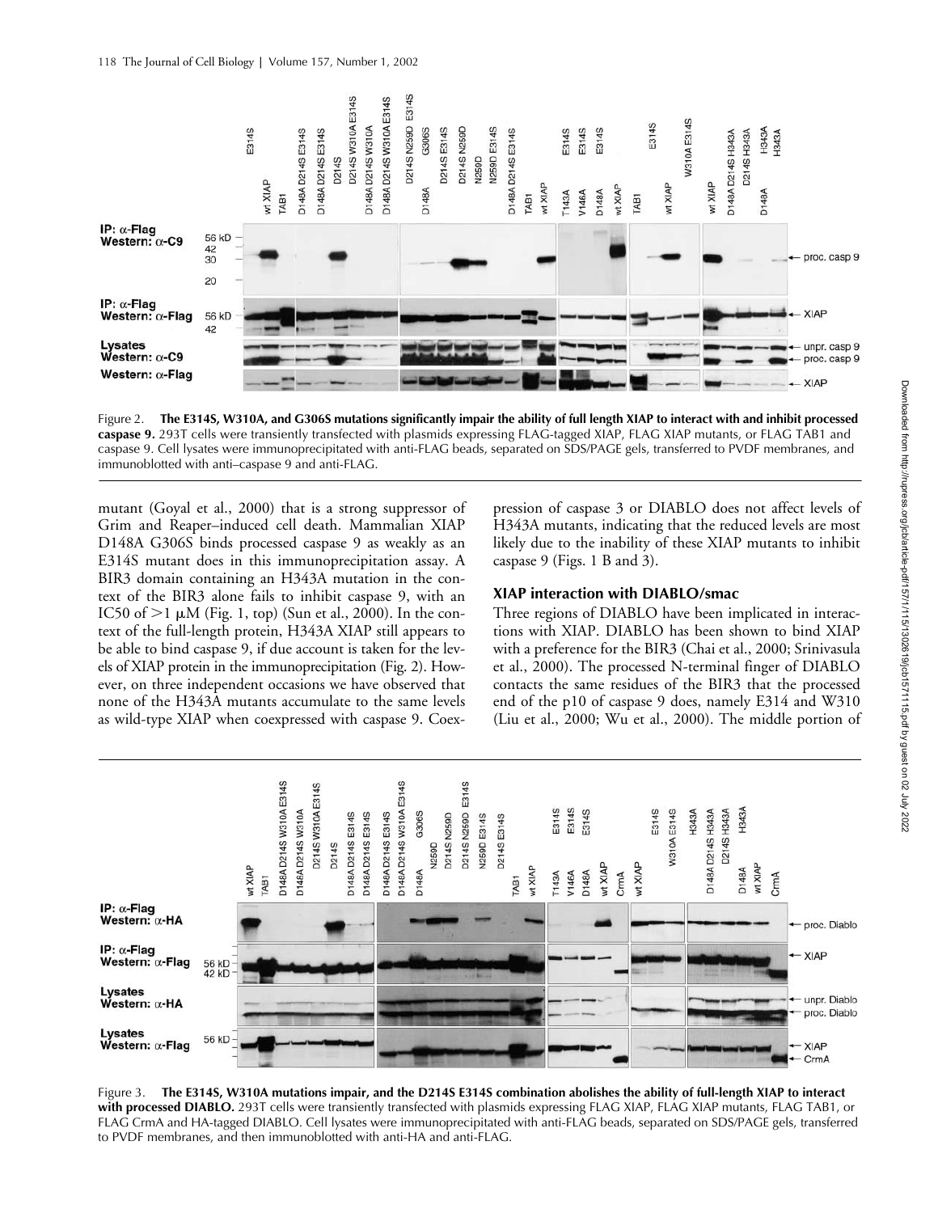Figure 2. **The E314S, W310A, and G306S mutations significantly impair the ability of full length XIAP to interact with and inhibit processed caspase 9.** 293T cells were transiently transfected with plasmids expressing FLAG-tagged XIAP, FLAG XIAP mutants, or FLAG TAB1 and caspase 9. Cell lysates were immunoprecipitated with anti-FLAG beads, separated on SDS/PAGE gels, transferred to PVDF membranes, and immunoblotted with anti–caspase 9 and anti-FLAG.

mutant (Goyal et al., 2000) that is a strong suppressor of Grim and Reaper–induced cell death. Mammalian XIAP D148A G306S binds processed caspase 9 as weakly as an E314S mutant does in this immunoprecipitation assay. A BIR3 domain containing an H343A mutation in the context of the BIR3 alone fails to inhibit caspase 9, with an IC50 of >1 μM (Fig. 1, top) (Sun et al., 2000). In the context of the full-length protein, H343A XIAP still appears to be able to bind caspase 9, if due account is taken for the levels of XIAP protein in the immunoprecipitation (Fig. 2). However, on three independent occasions we have observed that none of the H343A mutants accumulate to the same levels as wild-type XIAP when coexpressed with caspase 9. Coexpression of caspase 3 or DIABLO does not affect levels of H343A mutants, indicating that the reduced levels are most likely due to the inability of these XIAP mutants to inhibit caspase 9 (Figs. 1 B and 3).

### XIAP interaction with DIABLO/smac

Three regions of DIABLO have been implicated in interactions with XIAP. DIABLO has been shown to bind XIAP with a preference for the BIR3 (Chai et al., 2000; Srinivasula et al., 2000). The processed N-terminal finger of DIABLO contacts the same residues of the BIR3 that the processed end of the p10 of caspase 9 does, namely E314 and W310 (Liu et al., 2000; Wu et al., 2000). The middle portion of

Figure 3. **The E314S, W310A mutations impair, and the D214S E314S combination abolishes the ability of full-length XIAP to interact with processed DIABLO.** 293T cells were transiently transfected with plasmids expressing FLAG XIAP, FLAG XIAP mutants, FLAG TAB1, or FLAG CrmA and HA-tagged DIABLO. Cell lysates were immunoprecipitated with anti-FLAG beads, separated on SDS/PAGE gels, transferred to PVDF membranes, and then immunoblotted with anti-HA and anti-FLAG.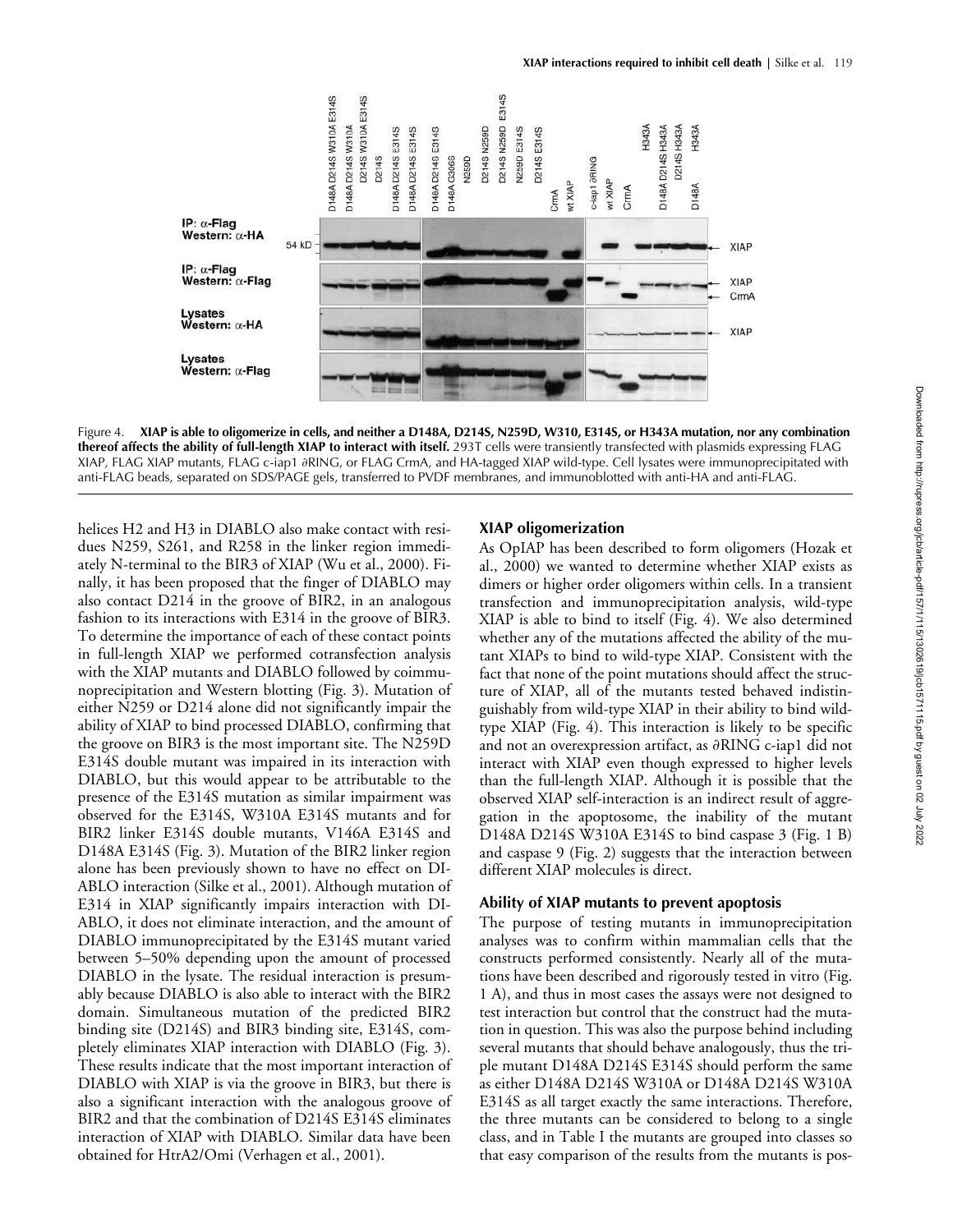Figure 4. **XIAP is able to oligomerize in cells, and neither a D148A, D214S, N259D, W310, E314S, or H343A mutation, nor any combination thereof affects the ability of full-length XIAP to interact with itself.** 293T cells were transiently transfected with plasmids expressing FLAG XIAP, FLAG XIAP mutants, FLAG c-iap1 ∂RING, or FLAG CrmA, and HA-tagged XIAP wild-type. Cell lysates were immunoprecipitated with anti-FLAG beads, separated on SDS/PAGE gels, transferred to PVDF membranes, and immunoblotted with anti-HA and anti-FLAG.

helices H2 and H3 in DIABLO also make contact with residues N259, S261, and R258 in the linker region immediately N-terminal to the BIR3 of XIAP (Wu et al., 2000). Finally, it has been proposed that the finger of DIABLO may also contact D214 in the groove of BIR2, in an analogous fashion to its interactions with E314 in the groove of BIR3. To determine the importance of each of these contact points in full-length XIAP we performed cotransfection analysis with the XIAP mutants and DIABLO followed by coimmunoprecipitation and Western blotting (Fig. 3). Mutation of either N259 or D214 alone did not significantly impair the ability of XIAP to bind processed DIABLO, confirming that the groove on BIR3 is the most important site. The N259D E314S double mutant was impaired in its interaction with DIABLO, but this would appear to be attributable to the presence of the E314S mutation as similar impairment was observed for the E314S, W310A E314S mutants and for BIR2 linker E314S double mutants, V146A E314S and D148A E314S (Fig. 3). Mutation of the BIR2 linker region alone has been previously shown to have no effect on DIABLO interaction (Silke et al., 2001). Although mutation of E314 in XIAP significantly impairs interaction with DIABLO, it does not eliminate interaction, and the amount of DIABLO immunoprecipitated by the E314S mutant varied between 5–50% depending upon the amount of processed DIABLO in the lysate. The residual interaction is presumably because DIABLO is also able to interact with the BIR2 domain. Simultaneous mutation of the predicted BIR2 binding site (D214S) and BIR3 binding site, E314S, completely eliminates XIAP interaction with DIABLO (Fig. 3). These results indicate that the most important interaction of DIABLO with XIAP is via the groove in BIR3, but there is also a significant interaction with the analogous groove of BIR2 and that the combination of D214S E314S eliminates interaction of XIAP with DIABLO. Similar data have been obtained for HtrA2/Omi (Verhagen et al., 2001).

### XIAP oligomerization

As OpIAP has been described to form oligomers (Hozak et al., 2000) we wanted to determine whether XIAP exists as dimers or higher order oligomers within cells. In a transient transfection and immunoprecipitation analysis, wild-type XIAP is able to bind to itself (Fig. 4). We also determined whether any of the mutations affected the ability of the mutant XIAPs to bind to wild-type XIAP. Consistent with the fact that none of the point mutations should affect the structure of XIAP, all of the mutants tested behaved indistinguishably from wild-type XIAP in their ability to bind wild-type XIAP (Fig. 4). This interaction is likely to be specific and not an overexpression artifact, as ∂RING c-iap1 did not interact with XIAP even though expressed to higher levels than the full-length XIAP. Although it is possible that the observed XIAP self-interaction is an indirect result of aggregation in the apoptosome, the inability of the mutant D148A D214S E314S to bind caspase 3 (Fig. 1 B) and caspase 9 (Fig. 2) suggests that the interaction between different XIAP molecules is direct.

### Ability of XIAP mutants to prevent apoptosis

The purpose of testing mutants in immunoprecipitation analyses was to confirm within mammalian cells that the constructs performed consistently. Nearly all of the mutations have been described and rigorously tested in vitro (Fig. 1 A), and thus in most cases the assays were not designed to test interaction but control that the construct had the mutation in question. This was also the purpose behind including several mutants that should behave analogously, thus the triple mutant D148A D214S E314S should perform the same as either D148A D214S W310A or D148A D214S W310A E314S as all target exactly the same interactions. Therefore, the three mutants can be considered to belong to a single class, and in Table I the mutants are grouped into classes so that easy comparison of the results from the mutants is pos-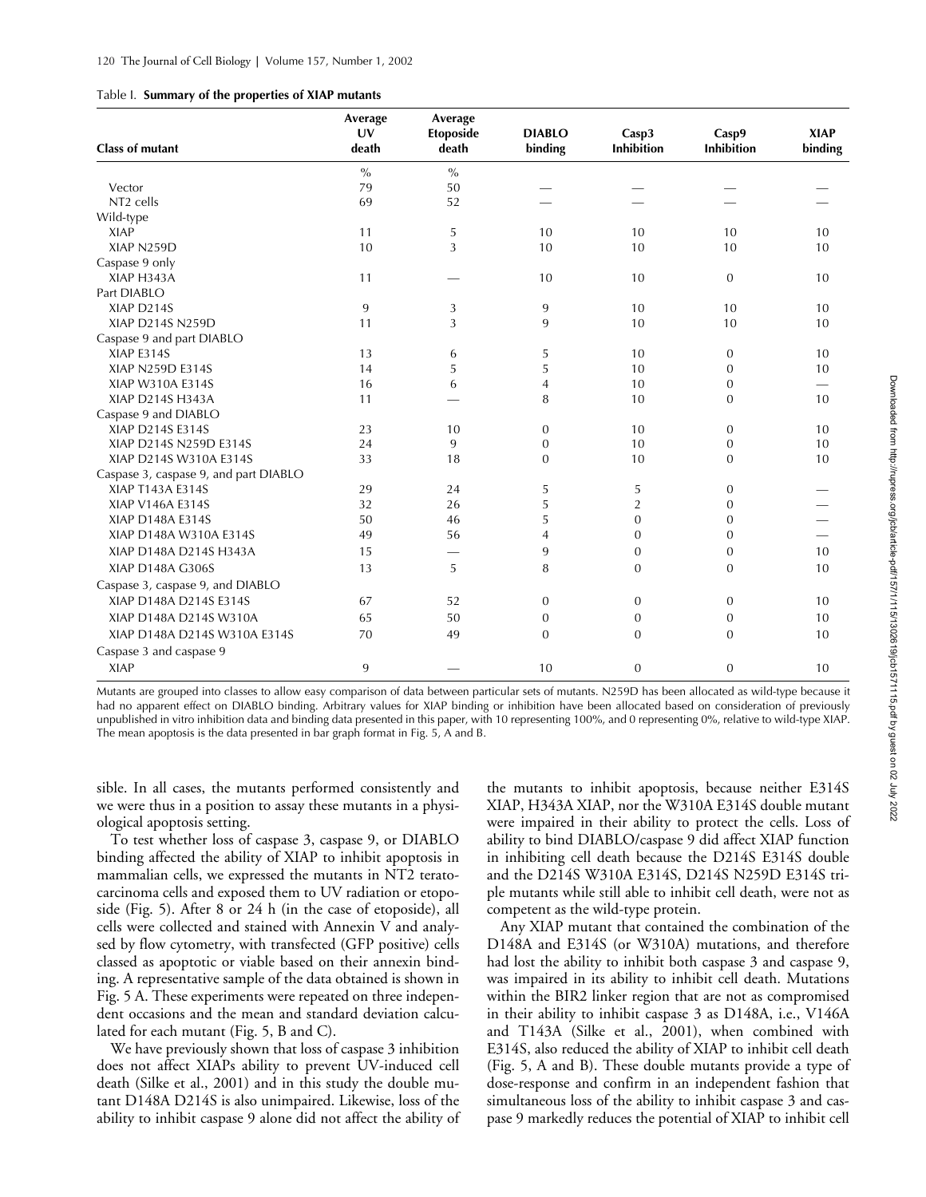Table I. **Summary of the properties of XIAP mutants**

| Class of mutant | Average UV death | Average Etoposide death | DIABLO binding | Casp3 Inhibition | Casp9 Inhibition | XIAP binding |
|---|---|---|---|---|---|---|
| | % | % | | | | |
| Vector | 79 | 50 | — | — | — | — |
| NT2 cells | 69 | 52 | — | — | — | — |
| Wild-type | | | | | | |
| XIAP | 11 | 5 | 10 | 10 | 10 | 10 |
| XIAP N259D | 10 | 3 | 10 | 10 | 10 | 10 |
| Caspase 9 only | | | | | | |
| XIAP H343A | 11 | — | 10 | 10 | 0 | 10 |
| Part DIABLO | | | | | | |
| XIAP D214S | 9 | 3 | 9 | 10 | 10 | 10 |
| XIAP D214S N259D | 11 | 3 | 9 | 10 | 10 | 10 |
| Caspase 9 and part DIABLO | | | | | | |
| XIAP E314S | 13 | 6 | 5 | 10 | 0 | 10 |
| XIAP N259D E314S | 14 | 5 | 5 | 10 | 0 | 10 |
| XIAP W310A E314S | 16 | 6 | 4 | 10 | 0 | — |
| XIAP D214S H343A | 11 | — | 8 | 10 | 0 | 10 |
| Caspase 9 and DIABLO | | | | | | |
| XIAP D214S E314S | 23 | 10 | 0 | 10 | 0 | 10 |
| XIAP D214S N259D E314S | 24 | 9 | 0 | 10 | 0 | 10 |
| XIAP D214S W310A E314S | 33 | 18 | 0 | 10 | 0 | 10 |
| Caspase 3, caspase 9, and part DIABLO | | | | | | |
| XIAP T143A E314S | 29 | 24 | 5 | 5 | 0 | — |
| XIAP V146A E314S | 32 | 26 | 5 | 2 | 0 | — |
| XIAP D148A E314S | 50 | 46 | 5 | 0 | 0 | — |
| XIAP D148A W310A E314S | 49 | 56 | 4 | 0 | 0 | — |
| XIAP D148A D214S H343A | 15 | — | 9 | 0 | 0 | 10 |
| XIAP D148A G306S | 13 | 5 | 8 | 0 | 0 | 10 |
| Caspase 3, caspase 9, and DIABLO | | | | | | |
| XIAP D148A D214S E314S | 67 | 52 | 0 | 0 | 0 | 10 |
| XIAP D148A D214S W310A | 65 | 50 | 0 | 0 | 0 | 10 |
| XIAP D148A D214S W310A E314S | 70 | 49 | 0 | 0 | 0 | 10 |
| Caspase 3 and caspase 9 | | | | | | |
| XIAP | 9 | — | 10 | 0 | 0 | 10 |

Mutants are grouped into classes to allow easy comparison of data between particular sets of mutants. N259D has been allocated as wild-type because it had no apparent effect on DIABLO binding. Arbitrary values for XIAP binding or inhibition have been allocated based on consideration of previously unpublished in vitro inhibition data and binding data presented in this paper, with 10 representing 100%, and 0 representing 0%, relative to wild-type XIAP. The mean apoptosis is the data presented in bar graph format in Fig. 5, A and B.

sible. In all cases, the mutants performed consistently and we were thus in a position to assay these mutants in a physiological apoptosis setting.

To test whether loss of caspase 3, caspase 9, or DIABLO binding affected the ability of XIAP to inhibit apoptosis in mammalian cells, we expressed the mutants in NT2 teratocarcinoma cells and exposed them to UV radiation or etoposide (Fig. 5). After 8 or 24 h (in the case of etoposide), all cells were collected and stained with Annexin V and analysed by flow cytometry, with transfected (GFP positive) cells classed as apoptotic or viable based on their annexin binding. A representative sample of the data obtained is shown in Fig. 5 A. These experiments were repeated on three independent occasions and the mean and standard deviation calculated for each mutant (Fig. 5, B and C).

We have previously shown that loss of caspase 3 inhibition does not affect XIAPs ability to prevent UV-induced cell death (Silke et al., 2001) and in this study the double mutant D148A D214S is also unimpaired. Likewise, loss of the ability to inhibit caspase 9 alone did not affect the ability of the mutants to inhibit apoptosis, because neither E314S XIAP, H343A XIAP, nor the W310A E314S double mutant were impaired in their ability to protect the cells. Loss of ability to bind DIABLO/caspase 9 did affect XIAP function in inhibiting cell death because the D214S E314S double and the D214S W310A E314S, D214S N259D E314S triple mutants while still able to inhibit cell death, were not as competent as the wild-type protein.

Any XIAP mutant that contained the combination of the D148A and E314S (or W310A) mutations, and therefore had lost the ability to inhibit both caspase 3 and caspase 9, was impaired in its ability to inhibit cell death. Mutations within the BIR2 linker region that are not as compromised in their ability to inhibit caspase 3 as D148A, i.e., V146A and T143A (Silke et al., 2001), when combined with E314S, also reduced the ability of XIAP to inhibit cell death (Fig. 5, A and B). These double mutants provide a type of dose-response and confirm in an independent fashion that simultaneous loss of the ability to inhibit caspase 3 and caspase 9 markedly reduces the potential of XIAP to inhibit cell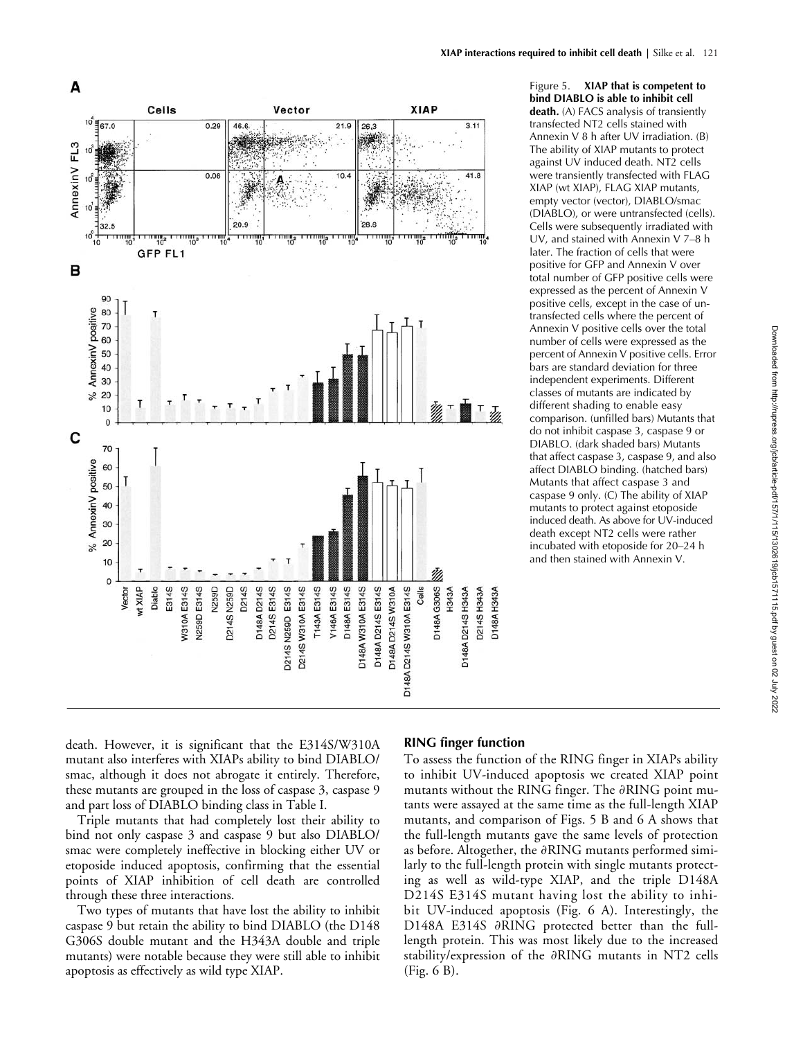Figure 5. **XIAP that is competent to bind DIABLO is able to inhibit cell death.** (A) FACS analysis of transiently transfected NT2 cells stained with Annexin V 8 h after UV irradiation. (B) The ability of XIAP mutants to protect against UV induced death. NT2 cells were transiently transfected with FLAG XIAP (wt XIAP), FLAG XIAP mutants, empty vector (vector), DIABLO/smac (DIABLO), or were untransfected (cells). Cells were subsequently irradiated with UV, and stained with Annexin V 7–8 h later. The fraction of cells that were positive for GFP and Annexin V over total number of GFP positive cells were expressed as the percent of Annexin V positive cells, except in the case of untransfected cells where the percent of Annexin V positive cells over the total number of cells were expressed as the percent of Annexin V positive cells. Error bars are standard deviation for three independent experiments. Different classes of mutants are indicated by different shading to enable easy comparison. (unfilled bars) Mutants that do not inhibit caspase 3, caspase 9 or DIABLO. (dark shaded bars) Mutants that affect caspase 3, caspase 9, and also affect DIABLO binding. (hatched bars) Mutants that affect caspase 3 and caspase 9 only. (C) The ability of XIAP mutants to protect against etoposide induced death. As above for UV-induced death except NT2 cells were rather incubated with etoposide for 20–24 h and then stained with Annexin V.

death. However, it is significant that the E314S/W310A mutant also interferes with XIAPs ability to bind DIABLO/smac, although it does not abrogate it entirely. Therefore, these mutants are grouped in the loss of caspase 3, caspase 9 and part loss of DIABLO binding class in Table I.

Triple mutants that had completely lost their ability to bind not only caspase 3 and caspase 9 but also DIABLO/smac were completely ineffective in blocking either UV or etoposide induced apoptosis, confirming that the essential points of XIAP inhibition of cell death are controlled through these three interactions.

Two types of mutants that have lost the ability to inhibit caspase 9 but retain the ability to bind DIABLO (the D148 G306S double mutant and the H343A double and triple mutants) were notable because they were still able to inhibit apoptosis as effectively as wild type XIAP.

## RING finger function

To assess the function of the RING finger in XIAPs ability to inhibit UV-induced apoptosis we created XIAP point mutants without the RING finger. The ∂RING point mutants were assayed at the same time as the full-length XIAP mutants, and comparison of Figs. 5 B and 6 A shows that the full-length mutants gave the same levels of protection as before. Altogether, the ∂RING mutants performed similarly to the full-length protein with single mutants protecting as well as wild-type XIAP, and the triple D148A D214S E314S mutant having lost the ability to inhibit UV-induced apoptosis (Fig. 6 A). Interestingly, the D148A E314S ∂RING protected better than the full-length protein. This was most likely due to the increased stability/expression of the ∂RING mutants in NT2 cells (Fig. 6 B).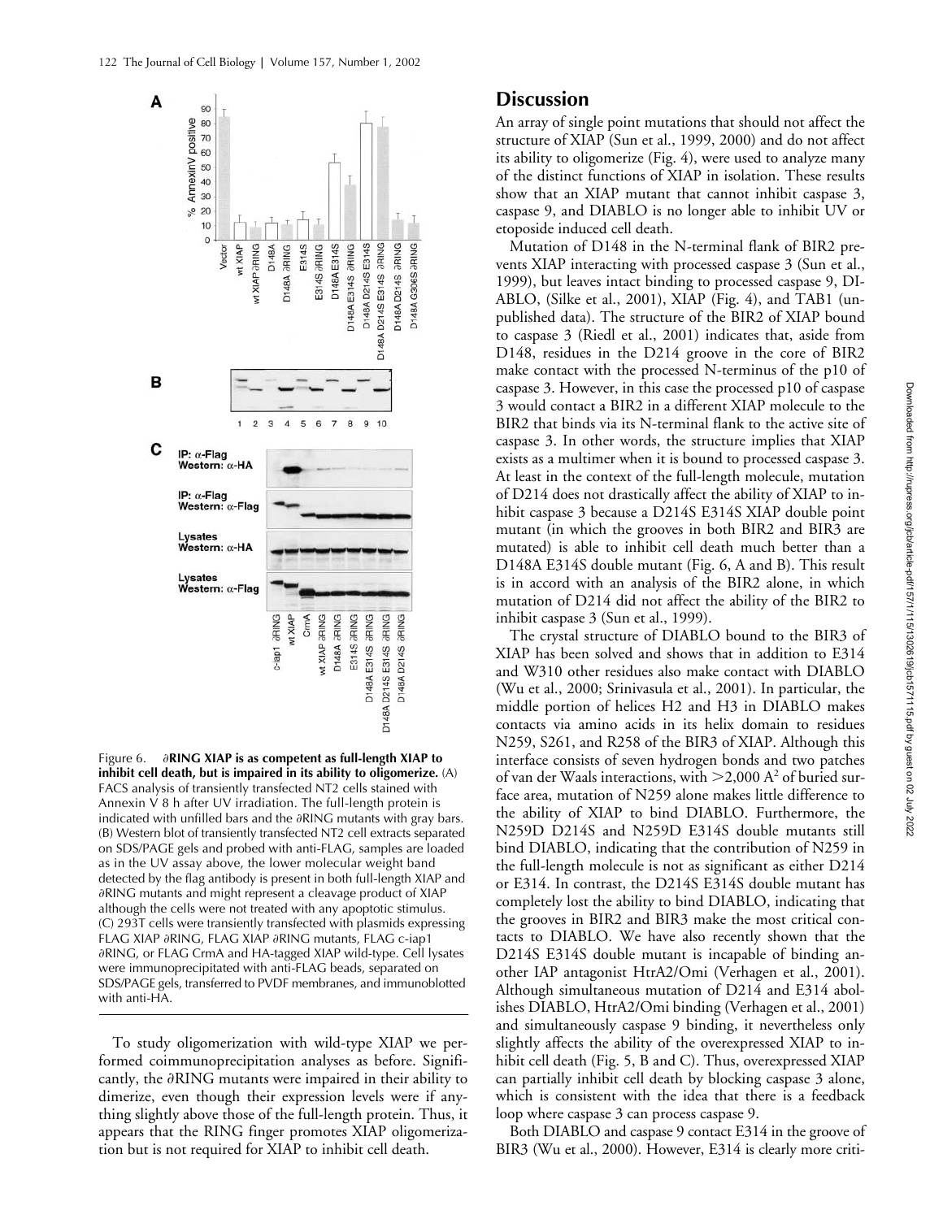Figure 6. **∂RING XIAP is as competent as full-length XIAP to inhibit cell death, but is impaired in its ability to oligomerize.** (A) FACS analysis of transiently transfected NT2 cells stained with Annexin V 8 h after UV irradiation. The full-length protein is indicated with unfilled bars and the ∂RING mutants with gray bars. (B) Western blot of transiently transfected NT2 cell extracts separated on SDS/PAGE gels and probed with anti-FLAG, samples are loaded as in the UV assay above, the lower molecular weight band detected by the flag antibody is present in both full-length XIAP and ∂RING mutants and might represent a cleavage product of XIAP although the cells were not treated with any apoptotic stimulus. (C) 293T cells were transiently transfected with plasmids expressing FLAG XIAP ∂RING, FLAG XIAP ∂RING mutants, FLAG c-iap1 ∂RING, or FLAG CrmA and HA-tagged XIAP wild-type. Cell lysates were immunoprecipitated with anti-FLAG beads, separated on SDS/PAGE gels, transferred to PVDF membranes, and immunoblotted with anti-HA.

To study oligomerization with wild-type XIAP we performed coimmunoprecipitation analyses as before. Significantly, the ∂RING mutants were impaired in their ability to dimerize, even though their expression levels were if anything slightly above those of the full-length protein. Thus, it appears that the RING finger promotes XIAP oligomerization but is not required for XIAP to inhibit cell death.

## Discussion

An array of single point mutations that should not affect the structure of XIAP (Sun et al., 1999, 2000) and do not affect its ability to oligomerize (Fig. 4), were used to analyze many of the distinct functions of XIAP in isolation. These results show that an XIAP mutant that cannot inhibit caspase 3, caspase 9, and DIABLO is no longer able to inhibit UV or etoposide induced cell death.

Mutation of D148 in the N-terminal flank of BIR2 prevents XIAP interacting with processed caspase 3 (Sun et al., 1999), but leaves intact binding to processed caspase 9, DIABLO, (Silke et al., 2001), XIAP (Fig. 4), and TAB1 (unpublished data). The structure of the BIR2 of XIAP bound to caspase 3 (Riedl et al., 2001) indicates that, aside from D148, residues in the D214 groove in the core of BIR2 make contact with the processed N-terminus of the p10 of caspase 3. However, in this case the processed p10 of caspase 3 would contact a BIR2 in a different XIAP molecule to the BIR2 that binds via its N-terminal flank to the active site of caspase 3. In other words, the structure implies that XIAP exists as a multimer when it is bound to processed caspase 3. At least in the context of the full-length molecule, mutation of D214 does not drastically affect the ability of XIAP to inhibit caspase 3 because a D214S E314S XIAP double point mutant (in which the grooves in both BIR2 and BIR3 are mutated) is able to inhibit cell death much better than a D148A E314S double mutant (Fig. 6, A and B). This result is in accord with an analysis of the BIR2 alone, in which mutation of D214 did not affect the ability of the BIR2 to inhibit caspase 3 (Sun et al., 1999).

The crystal structure of DIABLO bound to the BIR3 of XIAP has been solved and shows that in addition to E314 and W310 other residues also make contact with DIABLO (Wu et al., 2000; Srinivasula et al., 2001). In particular, the middle portion of helices H2 and H3 in DIABLO makes contacts via amino acids in its helix domain to residues N259, S261, and R258 of the BIR3 of XIAP. Although this interface consists of seven hydrogen bonds and two patches of van der Waals interactions, with >2,000 $A^2$ of buried surface area, mutation of N259 alone makes little difference to the ability of XIAP to bind DIABLO. Furthermore, the N259D D214S and N259D E314S double mutants still bind DIABLO, indicating that the contribution of N259 in the full-length molecule is not as significant as either D214 or E314. In contrast, the D214S E314S double mutant has completely lost the ability to bind DIABLO, indicating that the grooves in BIR2 and BIR3 make the most critical contacts to DIABLO. We have also recently shown that the D214S E314S double mutant is incapable of binding another IAP antagonist HtrA2/Omi (Verhagen et al., 2001). Although simultaneous mutation of D214 and E314 abolishes DIABLO, HtrA2/Omi binding (Verhagen et al., 2001) and simultaneously caspase 9 binding, it nevertheless only slightly affects the ability of the overexpressed XIAP to inhibit cell death (Fig. 5, B and C). Thus, overexpressed XIAP can partially inhibit cell death by blocking caspase 3 alone, which is consistent with the idea that there is a feedback loop where caspase 3 can process caspase 9.

Both DIABLO and caspase 9 contact E314 in the groove of BIR3 (Wu et al., 2000). However, E314 is clearly more criti-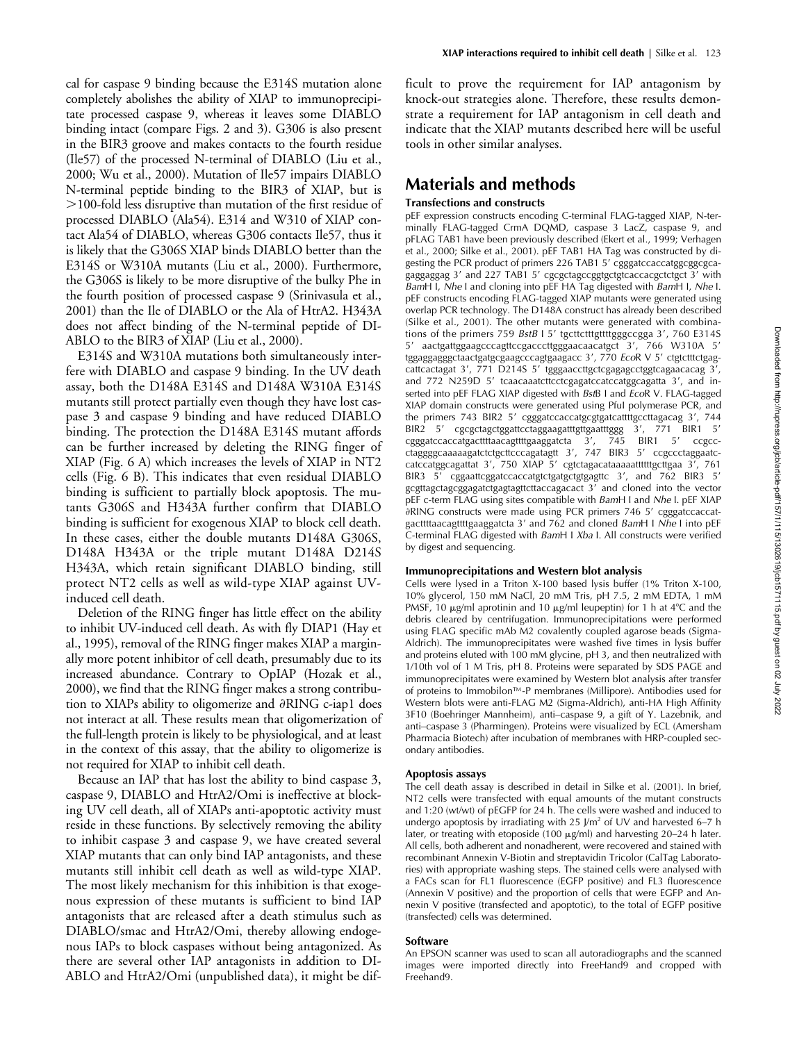cal for caspase 9 binding because the E314S mutation alone completely abolishes the ability of XIAP to immunoprecipitate processed caspase 9, whereas it leaves some DIABLO binding intact (compare Figs. 2 and 3). G306 is also present in the BIR3 groove and makes contacts to the fourth residue (Ile57) of the processed N-terminal of DIABLO (Liu et al., 2000; Wu et al., 2000). Mutation of Ile57 impairs DIABLO N-terminal peptide binding to the BIR3 of XIAP, but is >100-fold less disruptive than mutation of the first residue of processed DIABLO (Ala54). E314 and W310 of XIAP contact Ala54 of DIABLO, whereas G306 contacts Ile57, thus it is likely that the G306S XIAP binds DIABLO better than the E314S or W310A mutants (Liu et al., 2000). Furthermore, the G306S is likely to be more disruptive of the bulky Phe in the fourth position of processed caspase 9 (Srinivasula et al., 2001) than the Ile of DIABLO or the Ala of HtrA2. H343A does not affect binding of the N-terminal peptide of DIABLO to the BIR3 of XIAP (Liu et al., 2000).

E314S and W310A mutations both simultaneously interfere with DIABLO and caspase 9 binding. In the UV death assay, both the D148A E314S and D148A W310A E314S mutants still protect partially even though they have lost caspase 3 and caspase 9 binding and have reduced DIABLO binding. The protection the D148A E314S mutant affords can be further increased by deleting the RING finger of XIAP (Fig. 6 A) which increases the levels of XIAP in NT2 cells (Fig. 6 B). This indicates that even residual DIABLO binding is sufficient to partially block apoptosis. The mutants G306S and H343A further confirm that DIABLO binding is sufficient for exogenous XIAP to block cell death. In these cases, either the double mutants D148A G306S, D148A H343A or the triple mutant D148A D214S H343A, which retain significant DIABLO binding, still protect NT2 cells as well as wild-type XIAP against UV-induced cell death.

Deletion of the RING finger has little effect on the ability to inhibit UV-induced cell death. As with fly DIAP1 (Hay et al., 1995), removal of the RING finger makes XIAP a marginally more potent inhibitor of cell death, presumably due to its increased abundance. Contrary to OpIAP (Hozak et al., 2000), we find that the RING finger makes a strong contribution to XIAPs ability to oligomerize and ∂RING c-iap1 does not interact at all. These results mean that oligomerization of the full-length protein is likely to be physiological, and at least in the context of this assay, that the ability to oligomerize is not required for XIAP to inhibit cell death.

Because an IAP that has lost the ability to bind caspase 3, caspase 9, DIABLO and HtrA2/Omi is ineffective at blocking UV cell death, all of XIAPs anti-apoptotic activity must reside in these functions. By selectively removing the ability to inhibit caspase 3 and caspase 9, we have created several XIAP mutants that can only bind IAP antagonists, and these mutants still inhibit cell death as well as wild-type XIAP. The most likely mechanism for this inhibition is that exogenous expression of these mutants is sufficient to bind IAP antagonists that are released after a death stimulus such as DIABLO/smac and HtrA2/Omi, thereby allowing endogenous IAPs to block caspases without being antagonized. As there are several other IAP antagonists in addition to DIABLO and HtrA2/Omi (unpublished data), it might be difficult to prove the requirement for IAP antagonism by knock-out strategies alone. Therefore, these results demonstrate a requirement for IAP antagonism in cell death and indicate that the XIAP mutants described here will be useful tools in other similar analyses.

## Materials and methods

### Transfections and constructs

pEF expression constructs encoding C-terminal FLAG-tagged XIAP, N-terminally FLAG-tagged CrmA DQMD, caspase 3 LacZ, caspase 9, and pFLAG TAB1 have been previously described (Ekert et al., 1999; Verhagen et al., 2000; Silke et al., 2001). pEF TAB1 HA Tag was constructed by digesting the PCR product of primers 226 TAB1 5′ cgggatccaccatggcggcgcagaggaggag 3′ and 227 TAB1 5′ cgcgctagccggtgctgtcaccacgctctgct 3′ with *Bam*H I, *Nhe* I and cloning into pEF HA Tag digested with *Bam*H I, *Nhe* I. pEF constructs encoding FLAG-tagged XIAP mutants were generated using overlap PCR technology. The D148A construct has already been described (Silke et al., 2001). The other mutants were generated with combinations of the primers 759 *BstB* I 5′ tgcttctttgttttgggccgga 3′, 760 E314S 5′ aactgattggaagcccagttccgacccttgggaacaacatgct 3′, 766 W310A 5′ tggaggagggctaactgatgcgaagcccagtgaagacc 3′, 770 *Eco*R V 5′ ctgtctttctgagcattcactagat 3′, 771 D214S 5′ tgggaaccttgctcgagagcctggtcagaacacag 3′, and 772 N259D 5′ tcaacaaatcttcctcgagatccatccatggcagatta 3′, and inserted into pEF FLAG XIAP digested with *BstB* I and *Eco*R V. FLAG-tagged XIAP domain constructs were generated using PfuI polymerase PCR, and the primers 743 BIR2 5′ cgggatccaccatgcgtgatcattttgccttagacag 3′, 744 BIR2 5′ cgcgctagctggattcctaggaagatttgttgaatttggg 3′, 771 BIR1 5′ cgggatccaccatgacttttaacagttttgaaggatcta 3′, 745 BIR1 5′ ccgcccta gggg caaaaagatctctgcttcccagatagtt 3′, 747 BIR3 5′ ccgccctaggaatccatccatggcagattat 3′, 750 XIAP 5′ cgtctagacataaaaatttttgcttgaa 3′, 761 BIR3 5′ cggaattcggatccaccatgtctgatgctgtgagttc 3′, and 762 BIR3 5′ gcgttagctagcggagatctgagtagttcttaccagacact 3′ and cloned into the vector pEF c-term FLAG using sites compatible with *Bam*H I and *Nhe* I. pEF XIAP ∂RING constructs were made using PCR primers 746 5′ cgggatccaccatgacttttaacagttttgaaggatcta 3′ and 762 and cloned *Bam*H I *Nhe* I into pEF C-terminal FLAG digested with *Bam*H I *Xba* I. All constructs were verified by digest and sequencing.

### Immunoprecipitations and Western blot analysis

Cells were lysed in a Triton X-100 based lysis buffer (1% Triton X-100, 10% glycerol, 150 mM NaCl, 20 mM Tris, pH 7.5, 2 mM EDTA, 1 mM PMSF, 10 μg/ml aprotinin and 10 μg/ml leupeptin) for 1 h at 4°C and the debris cleared by centrifugation. Immunoprecipitations were performed using FLAG specific mAb M2 covalently coupled agarose beads (Sigma-Aldrich). The immunoprecipitates were washed five times in lysis buffer and proteins eluted with 100 mM glycine, pH 3, and then neutralized with 1/10th vol of 1 M Tris, pH 8. Proteins were separated by SDS PAGE and immunoprecipitates were examined by Western blot analysis after transfer of proteins to Immobilon™-P membranes (Millipore). Antibodies used for Western blots were anti-FLAG M2 (Sigma-Aldrich), anti-HA High Affinity 3F10 (Boehringer Mannheim), anti–caspase 9, a gift of Y. Lazebnik, and anti–caspase 3 (Pharmingen). Proteins were visualized by ECL (Amersham Pharmacia Biotech) after incubation of membranes with HRP-coupled secondary antibodies.

### Apoptosis assays

The cell death assay is described in detail in Silke et al. (2001). In brief, NT2 cells were transfected with equal amounts of the mutant constructs and 1:20 (wt/wt) of pEGFP for 24 h. The cells were washed and induced to undergo apoptosis by irradiating with 25 J/m$^2$ of UV and harvested 6–7 h later, or treating with etoposide (100 μg/ml) and harvesting 20–24 h later. All cells, both adherent and nonadherent, were recovered and stained with recombinant Annexin V-Biotin and streptavidin Tricolor (CalTag Laboratories) with appropriate washing steps. The stained cells were analysed with a FACs scan for FL1 fluorescence (EGFP positive) and FL3 fluorescence (Annexin V positive) and the proportion of cells that were EGFP and Annexin V positive (transfected and apoptotic), to the total of EGFP positive (transfected) cells was determined.

### Software

An EPSON scanner was used to scan all autoradiographs and the scanned images were imported directly into FreeHand9 and cropped with Freehand9.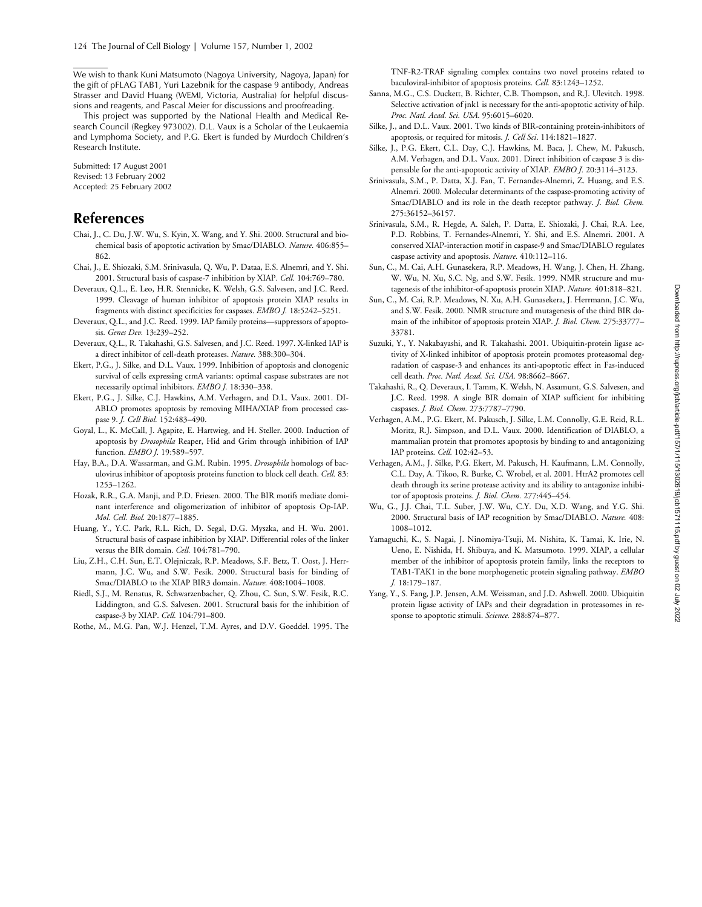We wish to thank Kuni Matsumoto (Nagoya University, Nagoya, Japan) for the gift of pFLAG TAB1, Yuri Lazebnik for the caspase 9 antibody, Andreas Strasser and David Huang (WEMI, Victoria, Australia) for helpful discussions and reagents, and Pascal Meier for discussions and proofreading.

This project was supported by the National Health and Medical Research Council (Regkey 973002). D.L. Vaux is a Scholar of the Leukaemia and Lymphoma Society, and P.G. Ekert is funded by Murdoch Children's Research Institute.

Submitted: 17 August 2001
Revised: 13 February 2002
Accepted: 25 February 2002

## References

Chai, J., C. Du, J.W. Wu, S. Kyin, X. Wang, and Y. Shi. 2000. Structural and biochemical basis of apoptotic activation by Smac/DIABLO. *Nature.* 406:855–862.

Chai, J., E. Shiozaki, S.M. Srinivasula, Q. Wu, P. Dataa, E.S. Alnemri, and Y. Shi. 2001. Structural basis of caspase-7 inhibition by XIAP. *Cell.* 104:769–780.

Deveraux, Q.L., E. Leo, H.R. Stennicke, K. Welsh, G.S. Salvesen, and J.C. Reed. 1999. Cleavage of human inhibitor of apoptosis protein XIAP results in fragments with distinct specificities for caspases. *EMBO J.* 18:5242–5251.

Deveraux, Q.L., and J.C. Reed. 1999. IAP family proteins—suppressors of apoptosis. *Genes Dev.* 13:239–252.

Deveraux, Q.L., R. Takahashi, G.S. Salvesen, and J.C. Reed. 1997. X-linked IAP is a direct inhibitor of cell-death proteases. *Nature.* 388:300–304.

Ekert, P.G., J. Silke, and D.L. Vaux. 1999. Inhibition of apoptosis and clonogenic survival of cells expressing crmA variants: optimal caspase substrates are not necessarily optimal inhibitors. *EMBO J.* 18:330–338.

Ekert, P.G., J. Silke, C.J. Hawkins, A.M. Verhagen, and D.L. Vaux. 2001. DIABLO promotes apoptosis by removing MIHA/XIAP from processed caspase 9. *J. Cell Biol.* 152:483–490.

Goyal, L., K. McCall, J. Agapite, E. Hartwieg, and H. Steller. 2000. Induction of apoptosis by *Drosophila* Reaper, Hid and Grim through inhibition of IAP function. *EMBO J.* 19:589–597.

Hay, B.A., D.A. Wassarman, and G.M. Rubin. 1995. *Drosophila* homologs of baculovirus inhibitor of apoptosis proteins function to block cell death. *Cell.* 83:1253–1262.

Hozak, R.R., G.A. Manji, and P.D. Friesen. 2000. The BIR motifs mediate dominant interference and oligomerization of inhibitor of apoptosis Op-IAP. *Mol. Cell. Biol.* 20:1877–1885.

Huang, Y., Y.C. Park, R.L. Rich, D. Segal, D.G. Myszka, and H. Wu. 2001. Structural basis of caspase inhibition by XIAP. Differential roles of the linker versus the BIR domain. *Cell.* 104:781–790.

Liu, Z.H., C.H. Sun, E.T. Olejniczak, R.P. Meadows, S.F. Betz, T. Oost, J. Herrmann, J.C. Wu, and S.W. Fesik. 2000. Structural basis for binding of Smac/DIABLO to the XIAP BIR3 domain. *Nature.* 408:1004–1008.

Riedl, S.J., M. Renatus, R. Schwarzenbacher, Q. Zhou, C. Sun, S.W. Fesik, R.C. Liddington, and G.S. Salvesen. 2001. Structural basis for the inhibition of caspase-3 by XIAP. *Cell.* 104:791–800.

Rothe, M., M.G. Pan, W.J. Henzel, T.M. Ayres, and D.V. Goeddel. 1995. The TNF-R2-TRAF signaling complex contains two novel proteins related to baculoviral-inhibitor of apoptosis proteins. *Cell.* 83:1243–1252.

Sanna, M.G., C.S. Duckett, B. Richter, C.B. Thompson, and R.J. Ulevitch. 1998. Selective activation of jnk1 is necessary for the anti-apoptotic activity of hilp. *Proc. Natl. Acad. Sci. USA.* 95:6015–6020.

Silke, J., and D.L. Vaux. 2001. Two kinds of BIR-containing protein-inhibitors of apoptosis, or required for mitosis. *J. Cell Sci.* 114:1821–1827.

Silke, J., P.G. Ekert, C.L. Day, C.J. Hawkins, M. Baca, J. Chew, M. Pakusch, A.M. Verhagen, and D.L. Vaux. 2001. Direct inhibition of caspase 3 is dispensable for the anti-apoptotic activity of XIAP. *EMBO J.* 20:3114–3123.

Srinivasula, S.M., P. Datta, X.J. Fan, T. Fernandes-Alnemri, Z. Huang, and E.S. Alnemri. 2000. Molecular determinants of the caspase-promoting activity of Smac/DIABLO and its role in the death receptor pathway. *J. Biol. Chem.* 275:36152–36157.

Srinivasula, S.M., R. Hegde, A. Saleh, P. Datta, E. Shiozaki, J. Chai, R.A. Lee, P.D. Robbins, T. Fernandes-Alnemri, Y. Shi, and E.S. Alnemri. 2001. A conserved XIAP-interaction motif in caspase-9 and Smac/DIABLO regulates caspase activity and apoptosis. *Nature.* 410:112–116.

Sun, C., M. Cai, A.H. Gunasekera, R.P. Meadows, H. Wang, J. Chen, H. Zhang, W. Wu, N. Xu, S.C. Ng, and S.W. Fesik. 1999. NMR structure and mutagenesis of the inhibitor-of-apoptosis protein XIAP. *Nature.* 401:818–821.

Sun, C., M. Cai, R.P. Meadows, N. Xu, A.H. Gunasekera, J. Herrmann, J.C. Wu, and S.W. Fesik. 2000. NMR structure and mutagenesis of the third BIR domain of the inhibitor of apoptosis protein XIAP. *J. Biol. Chem.* 275:33777–33781.

Suzuki, Y., Y. Nakabayashi, and R. Takahashi. 2001. Ubiquitin-protein ligase activity of X-linked inhibitor of apoptosis protein promotes proteasomal degradation of caspase-3 and enhances its anti-apoptotic effect in Fas-induced cell death. *Proc. Natl. Acad. Sci. USA.* 98:8662–8667.

Takahashi, R., Q. Deveraux, I. Tamm, K. Welsh, N. Assamunt, G.S. Salvesen, and J.C. Reed. 1998. A single BIR domain of XIAP sufficient for inhibiting caspases. *J. Biol. Chem.* 273:7787–7790.

Verhagen, A.M., P.G. Ekert, M. Pakusch, J. Silke, L.M. Connolly, G.E. Reid, R.L. Moritz, R.J. Simpson, and D.L. Vaux. 2000. Identification of DIABLO, a mammalian protein that promotes apoptosis by binding to and antagonizing IAP proteins. *Cell.* 102:42–53.

Verhagen, A.M., J. Silke, P.G. Ekert, M. Pakusch, H. Kaufmann, L.M. Connolly, C.L. Day, A. Tikoo, R. Burke, C. Wrobel, et al. 2001. HtrA2 promotes cell death through its serine protease activity and its ability to antagonize inhibitor of apoptosis proteins. *J. Biol. Chem.* 277:445–454.

Wu, G., J.J. Chai, T.L. Suber, J.W. Wu, C.Y. Du, X.D. Wang, and Y.G. Shi. 2000. Structural basis of IAP recognition by Smac/DIABLO. *Nature.* 408:1008–1012.

Yamaguchi, K., S. Nagai, J. Ninomiya-Tsuji, M. Nishita, K. Tamai, K. Irie, N. Ueno, E. Nishida, H. Shibuya, and K. Matsumoto. 1999. XIAP, a cellular member of the inhibitor of apoptosis protein family, links the receptors to TAB1-TAK1 in the bone morphogenetic protein signaling pathway. *EMBO J.* 18:179–187.

Yang, Y., S. Fang, J.P. Jensen, A.M. Weissman, and J.D. Ashwell. 2000. Ubiquitin protein ligase activity of IAPs and their degradation in proteasomes in response to apoptotic stimuli. *Science.* 288:874–877.